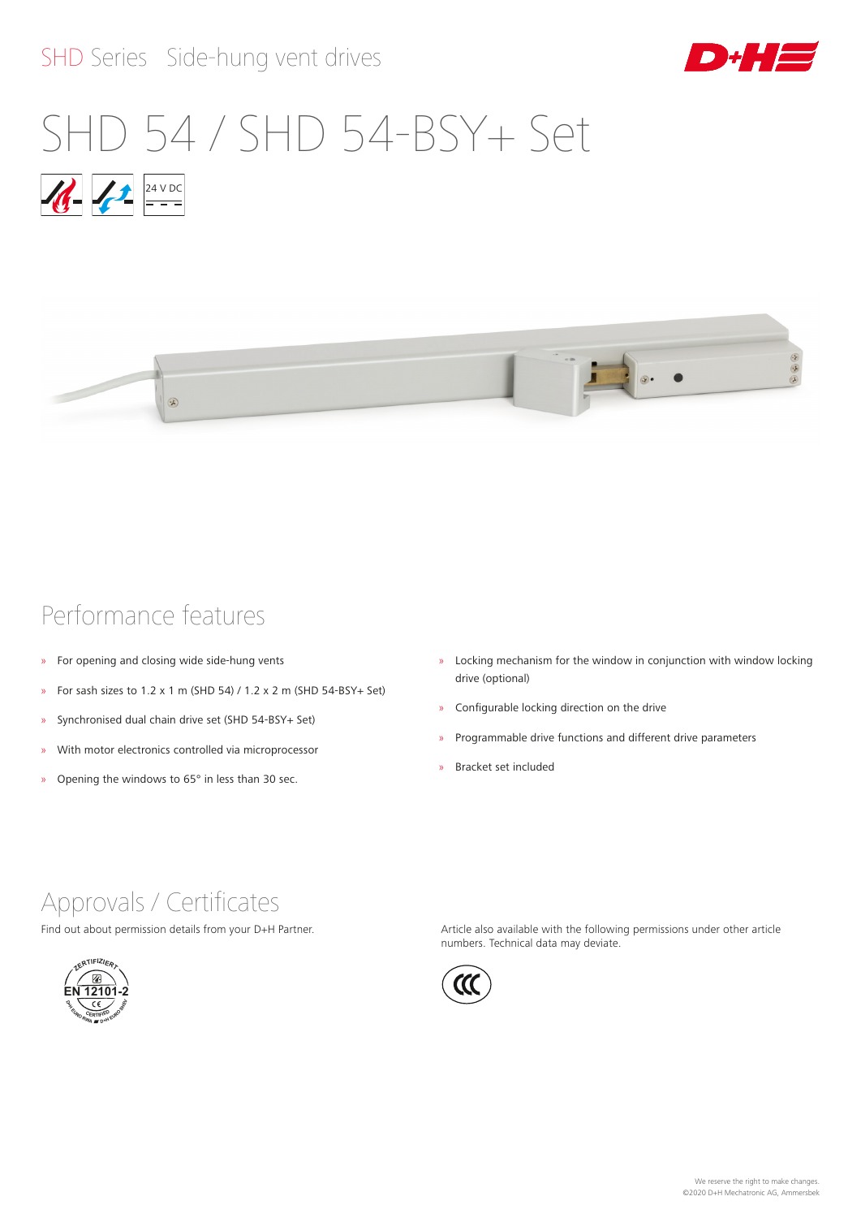SHD Series Side-hung vent drives

# SHD 54 / SHD 54-BSY+ Set

24 V DC

## Performance features

- For opening and closing wide side-hung vents
- For sash sizes to 1.2 x 1 m (SHD 54) / 1.2 x 2 m (SHD 54-BSY+ Set)
- Synchronised dual chain drive set (SHD 54-BSY+ Set)
- With motor electronics controlled via microprocessor
- Opening the windows to 65° in less than 30 sec.
- Locking mechanism for the window in conjunction with window locking drive (optional)
- Configurable locking direction on the drive
- Programmable drive functions and different drive parameters
- Bracket set included

## Approvals / Certificates

Find out about permission details from your D+H Partner.

ZERTIFIZIERT EN 12101-2 CE CERTIFIED

Article also available with the following permissions under other article numbers. Technical data may deviate.

We reserve the right to make changes.
©2020 D+H Mechatronic AG, Ammersbek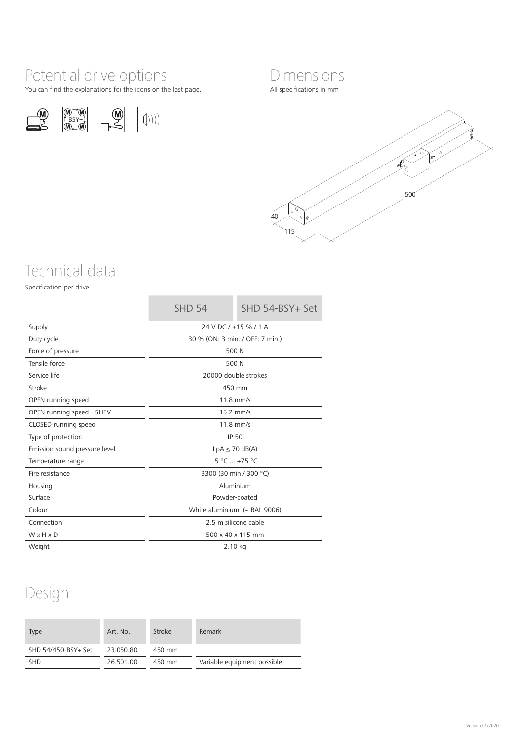## Potential drive options

You can find the explanations for the icons on the last page.

## Dimensions

All specifications in mm

500

40

115

## Technical data

Specification per drive

| | SHD 54 | SHD 54-BSY+ Set |
|---|---|---|
| Supply | 24 V DC / ±15 % / 1 A | |
| Duty cycle | 30 % (ON: 3 min. / OFF: 7 min.) | |
| Force of pressure | 500 N | |
| Tensile force | 500 N | |
| Service life | 20000 double strokes | |
| Stroke | 450 mm | |
| OPEN running speed | 11.8 mm/s | |
| OPEN running speed - SHEV | 15.2 mm/s | |
| CLOSED running speed | 11.8 mm/s | |
| Type of protection | IP 50 | |
| Emission sound pressure level | LpA ≤ 70 dB(A) | |
| Temperature range | -5 °C ... +75 °C | |
| Fire resistance | B300 (30 min / 300 °C) | |
| Housing | Aluminium | |
| Surface | Powder-coated | |
| Colour | White aluminium (~ RAL 9006) | |
| Connection | 2.5 m silicone cable | |
| W x H x D | 500 x 40 x 115 mm | |
| Weight | 2.10 kg | |

## Design

| Type | Art. No. | Stroke | Remark |
|---|---|---|---|
| SHD 54/450-BSY+ Set | 23.050.80 | 450 mm | |
| SHD | 26.501.00 | 450 mm | Variable equipment possible |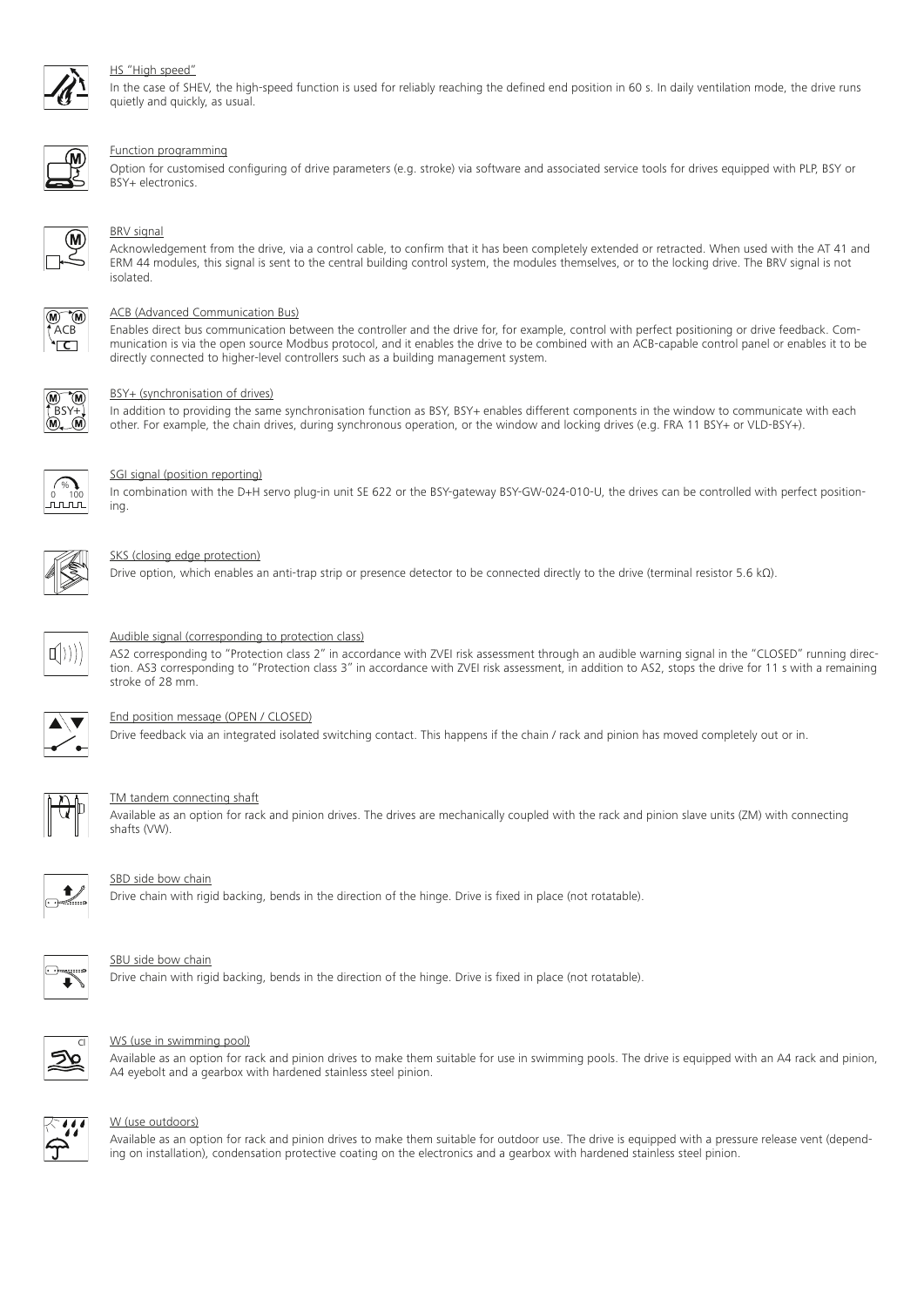HS "High speed"

In the case of SHEV, the high-speed function is used for reliably reaching the defined end position in 60 s. In daily ventilation mode, the drive runs quietly and quickly, as usual.

Function programming

Option for customised configuring of drive parameters (e.g. stroke) via software and associated service tools for drives equipped with PLP, BSY or BSY+ electronics.

BRV signal

Acknowledgement from the drive, via a control cable, to confirm that it has been completely extended or retracted. When used with the AT 41 and ERM 44 modules, this signal is sent to the central building control system, the modules themselves, or to the locking drive. The BRV signal is not isolated.

ACB (Advanced Communication Bus)

Enables direct bus communication between the controller and the drive for, for example, control with perfect positioning or drive feedback. Communication is via the open source Modbus protocol, and it enables the drive to be combined with an ACB-capable control panel or enables it to be directly connected to higher-level controllers such as a building management system.

BSY+ (synchronisation of drives)

In addition to providing the same synchronisation function as BSY, BSY+ enables different components in the window to communicate with each other. For example, the chain drives, during synchronous operation, or the window and locking drives (e.g. FRA 11 BSY+ or VLD-BSY+).

SGI signal (position reporting)

In combination with the D+H servo plug-in unit SE 622 or the BSY-gateway BSY-GW-024-010-U, the drives can be controlled with perfect positioning.

SKS (closing edge protection)

Drive option, which enables an anti-trap strip or presence detector to be connected directly to the drive (terminal resistor 5.6 kΩ).

Audible signal (corresponding to protection class)

AS2 corresponding to "Protection class 2" in accordance with ZVEI risk assessment through an audible warning signal in the "CLOSED" running direction. AS3 corresponding to "Protection class 3" in accordance with ZVEI risk assessment, in addition to AS2, stops the drive for 11 s with a remaining stroke of 28 mm.

End position message (OPEN / CLOSED)

Drive feedback via an integrated isolated switching contact. This happens if the chain / rack and pinion has moved completely out or in.

TM tandem connecting shaft

Available as an option for rack and pinion drives. The drives are mechanically coupled with the rack and pinion slave units (ZM) with connecting shafts (VW).

SBD side bow chain

Drive chain with rigid backing, bends in the direction of the hinge. Drive is fixed in place (not rotatable).

SBU side bow chain

Drive chain with rigid backing, bends in the direction of the hinge. Drive is fixed in place (not rotatable).

WS (use in swimming pool)

Available as an option for rack and pinion drives to make them suitable for use in swimming pools. The drive is equipped with an A4 rack and pinion, A4 eyebolt and a gearbox with hardened stainless steel pinion.

W (use outdoors)

Available as an option for rack and pinion drives to make them suitable for outdoor use. The drive is equipped with a pressure release vent (depending on installation), condensation protective coating on the electronics and a gearbox with hardened stainless steel pinion.